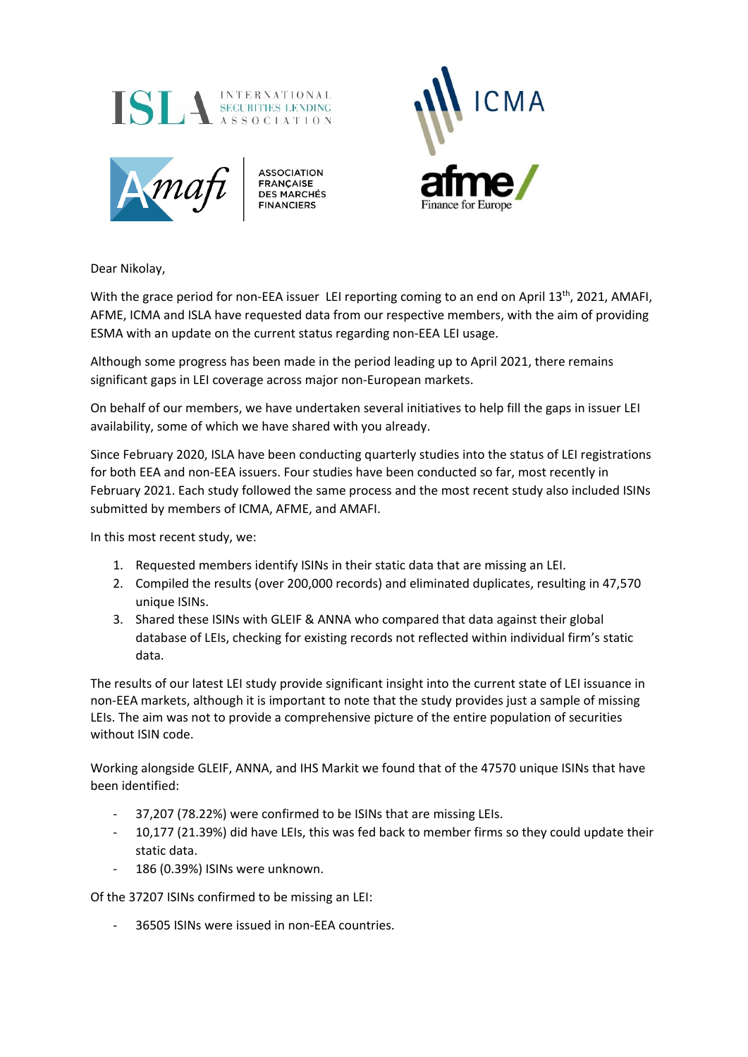Dear Nikolay,

With the grace period for non-EEA issuer LEI reporting coming to an end on April 13th, 2021, AMAFI, AFME, ICMA and ISLA have requested data from our respective members, with the aim of providing ESMA with an update on the current status regarding non-EEA LEI usage.

Although some progress has been made in the period leading up to April 2021, there remains significant gaps in LEI coverage across major non-European markets.

On behalf of our members, we have undertaken several initiatives to help fill the gaps in issuer LEI availability, some of which we have shared with you already.

Since February 2020, ISLA have been conducting quarterly studies into the status of LEI registrations for both EEA and non-EEA issuers. Four studies have been conducted so far, most recently in February 2021. Each study followed the same process and the most recent study also included ISINs submitted by members of ICMA, AFME, and AMAFI.

In this most recent study, we:

1. Requested members identify ISINs in their static data that are missing an LEI.
2. Compiled the results (over 200,000 records) and eliminated duplicates, resulting in 47,570 unique ISINs.
3. Shared these ISINs with GLEIF & ANNA who compared that data against their global database of LEIs, checking for existing records not reflected within individual firm's static data.

The results of our latest LEI study provide significant insight into the current state of LEI issuance in non-EEA markets, although it is important to note that the study provides just a sample of missing LEIs. The aim was not to provide a comprehensive picture of the entire population of securities without ISIN code.

Working alongside GLEIF, ANNA, and IHS Markit we found that of the 47570 unique ISINs that have been identified:

- 37,207 (78.22%) were confirmed to be ISINs that are missing LEIs.
- 10,177 (21.39%) did have LEIs, this was fed back to member firms so they could update their static data.
- 186 (0.39%) ISINs were unknown.

Of the 37207 ISINs confirmed to be missing an LEI:

- 36505 ISINs were issued in non-EEA countries.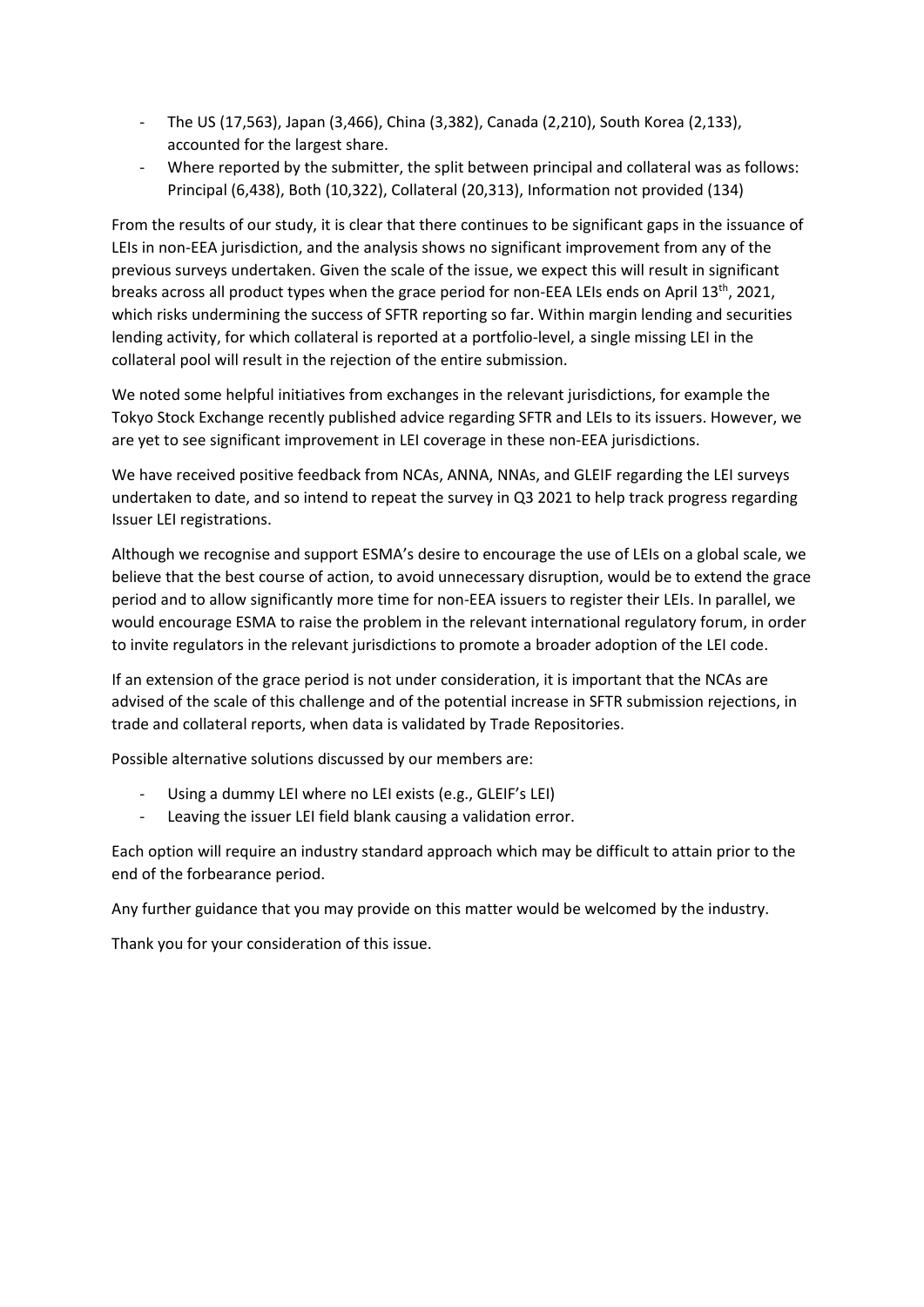- The US (17,563), Japan (3,466), China (3,382), Canada (2,210), South Korea (2,133), accounted for the largest share.
- Where reported by the submitter, the split between principal and collateral was as follows: Principal (6,438), Both (10,322), Collateral (20,313), Information not provided (134)

From the results of our study, it is clear that there continues to be significant gaps in the issuance of LEIs in non-EEA jurisdiction, and the analysis shows no significant improvement from any of the previous surveys undertaken. Given the scale of the issue, we expect this will result in significant breaks across all product types when the grace period for non-EEA LEIs ends on April 13th, 2021, which risks undermining the success of SFTR reporting so far. Within margin lending and securities lending activity, for which collateral is reported at a portfolio-level, a single missing LEI in the collateral pool will result in the rejection of the entire submission.

We noted some helpful initiatives from exchanges in the relevant jurisdictions, for example the Tokyo Stock Exchange recently published advice regarding SFTR and LEIs to its issuers. However, we are yet to see significant improvement in LEI coverage in these non-EEA jurisdictions.

We have received positive feedback from NCAs, ANNA, NNAs, and GLEIF regarding the LEI surveys undertaken to date, and so intend to repeat the survey in Q3 2021 to help track progress regarding Issuer LEI registrations.

Although we recognise and support ESMA's desire to encourage the use of LEIs on a global scale, we believe that the best course of action, to avoid unnecessary disruption, would be to extend the grace period and to allow significantly more time for non-EEA issuers to register their LEIs. In parallel, we would encourage ESMA to raise the problem in the relevant international regulatory forum, in order to invite regulators in the relevant jurisdictions to promote a broader adoption of the LEI code.

If an extension of the grace period is not under consideration, it is important that the NCAs are advised of the scale of this challenge and of the potential increase in SFTR submission rejections, in trade and collateral reports, when data is validated by Trade Repositories.

Possible alternative solutions discussed by our members are:

- Using a dummy LEI where no LEI exists (e.g., GLEIF's LEI)
- Leaving the issuer LEI field blank causing a validation error.

Each option will require an industry standard approach which may be difficult to attain prior to the end of the forbearance period.

Any further guidance that you may provide on this matter would be welcomed by the industry.

Thank you for your consideration of this issue.